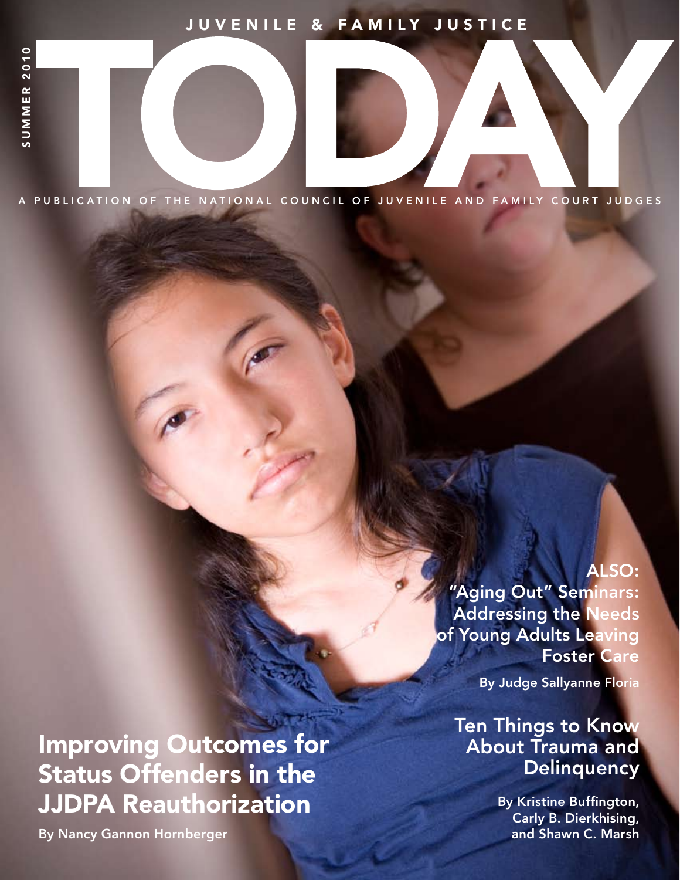SUMMER 2010

JUVENILE & FAMILY JUSTICE

# TODAY

A PUBLICATION OF THE NATIONAL COUNCIL OF JUVENILE AND FAMILY COURT JUDGES

## ALSO:

## "Aging Out" Seminars: Addressing the Needs of Young Adults Leaving Foster Care

By Judge Sallyanne Floria

## Ten Things to Know About Trauma and Delinquency

By Kristine Buffington, Carly B. Dierkhising, and Shawn C. Marsh

## Improving Outcomes for Status Offenders in the JJDPA Reauthorization

By Nancy Gannon Hornberger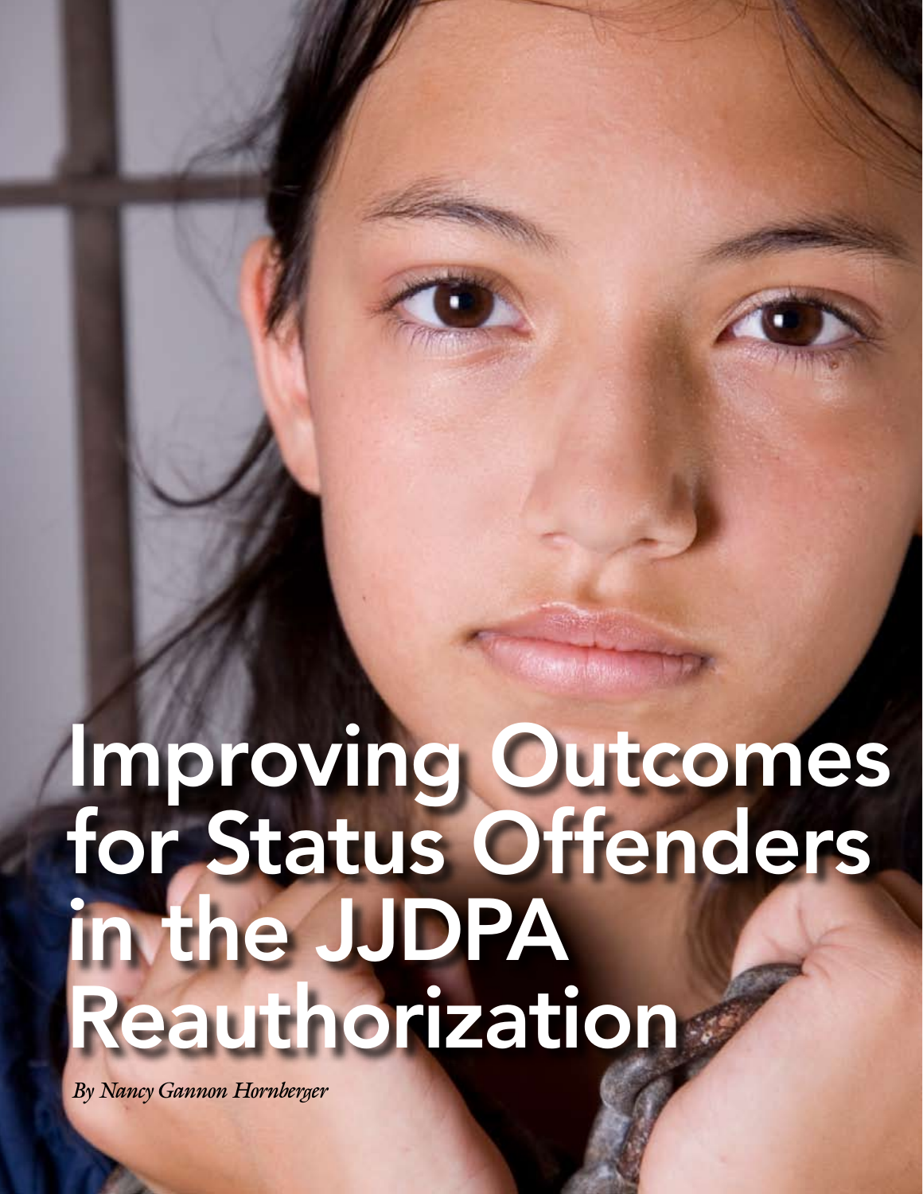# Improving Outcomes for Status Offenders in the JJDPA Reauthorization

*By Nancy Gannon Hornberger*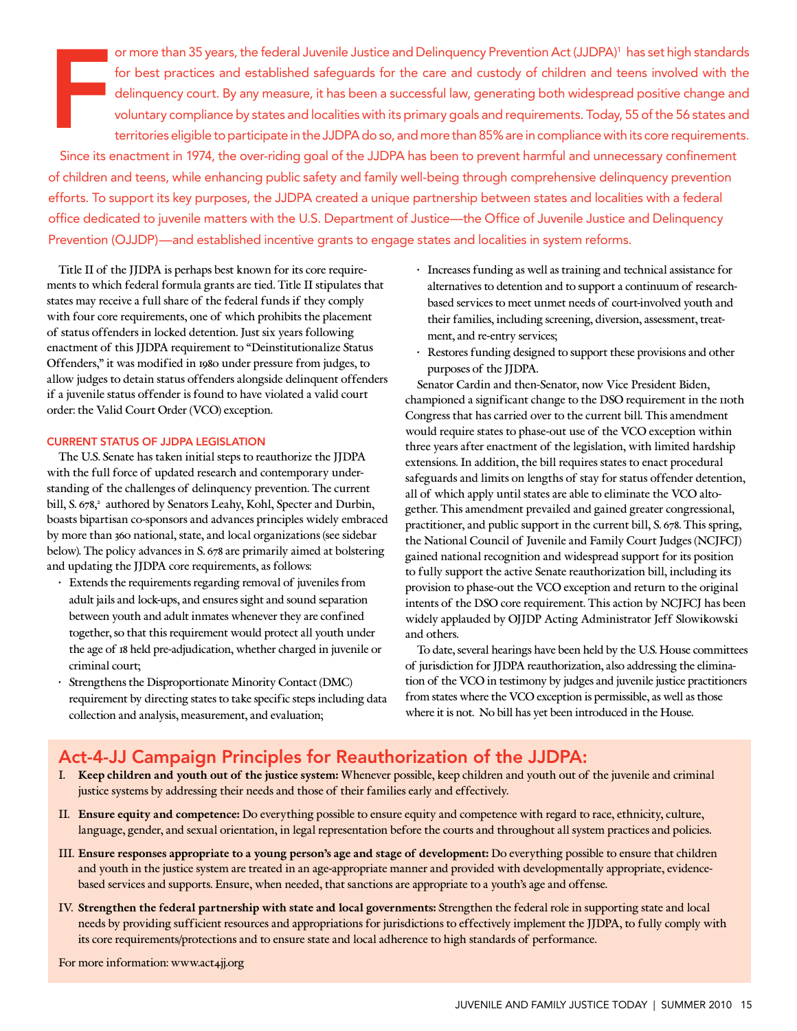For more than 35 years, the federal Juvenile Justice and Delinquency Prevention Act (JJDPA)[1] has set high standards for best practices and established safeguards for the care and custody of children and teens involved with the delinquency court. By any measure, it has been a successful law, generating both widespread positive change and voluntary compliance by states and localities with its primary goals and requirements. Today, 55 of the 56 states and territories eligible to participate in the JJDPA do so, and more than 85% are in compliance with its core requirements.

Since its enactment in 1974, the over-riding goal of the JJDPA has been to prevent harmful and unnecessary confinement of children and teens, while enhancing public safety and family well-being through comprehensive delinquency prevention efforts. To support its key purposes, the JJDPA created a unique partnership between states and localities with a federal office dedicated to juvenile matters with the U.S. Department of Justice—the Office of Juvenile Justice and Delinquency Prevention (OJJDP)—and established incentive grants to engage states and localities in system reforms.

Title II of the JJDPA is perhaps best known for its core requirements to which federal formula grants are tied. Title II stipulates that states may receive a full share of the federal funds if they comply with four core requirements, one of which prohibits the placement of status offenders in locked detention. Just six years following enactment of this JJDPA requirement to "Deinstitutionalize Status Offenders," it was modified in 1980 under pressure from judges, to allow judges to detain status offenders alongside delinquent offenders if a juvenile status offender is found to have violated a valid court order: the Valid Court Order (VCO) exception.

### CURRENT STATUS OF JJDPA LEGISLATION

The U.S. Senate has taken initial steps to reauthorize the JJDPA with the full force of updated research and contemporary understanding of the challenges of delinquency prevention. The current bill, S. 678,[2] authored by Senators Leahy, Kohl, Specter and Durbin, boasts bipartisan co-sponsors and advances principles widely embraced by more than 360 national, state, and local organizations (see sidebar below). The policy advances in S. 678 are primarily aimed at bolstering and updating the JJDPA core requirements, as follows:

- Extends the requirements regarding removal of juveniles from adult jails and lock-ups, and ensures sight and sound separation between youth and adult inmates whenever they are confined together, so that this requirement would protect all youth under the age of 18 held pre-adjudication, whether charged in juvenile or criminal court;
- Strengthens the Disproportionate Minority Contact (DMC) requirement by directing states to take specific steps including data collection and analysis, measurement, and evaluation;
- Increases funding as well as training and technical assistance for alternatives to detention and to support a continuum of research-based services to meet unmet needs of court-involved youth and their families, including screening, diversion, assessment, treatment, and re-entry services;
- Restores funding designed to support these provisions and other purposes of the JJDPA.

Senator Cardin and then-Senator, now Vice President Biden, championed a significant change to the DSO requirement in the 110th Congress that has carried over to the current bill. This amendment would require states to phase-out use of the VCO exception within three years after enactment of the legislation, with limited hardship extensions. In addition, the bill requires states to enact procedural safeguards and limits on lengths of stay for status offender detention, all of which apply until states are able to eliminate the VCO altogether. This amendment prevailed and gained greater congressional, practitioner, and public support in the current bill, S. 678. This spring, the National Council of Juvenile and Family Court Judges (NCJFCJ) gained national recognition and widespread support for its position to fully support the active Senate reauthorization bill, including its provision to phase-out the VCO exception and return to the original intents of the DSO core requirement. This action by NCJFCJ has been widely applauded by OJJDP Acting Administrator Jeff Slowikowski and others.

To date, several hearings have been held by the U.S. House committees of jurisdiction for JJDPA reauthorization, also addressing the elimination of the VCO in testimony by judges and juvenile justice practitioners from states where the VCO exception is permissible, as well as those where it is not. No bill has yet been introduced in the House.

## Act-4-JJ Campaign Principles for Reauthorization of the JJDPA:

I. **Keep children and youth out of the justice system:** Whenever possible, keep children and youth out of the juvenile and criminal justice systems by addressing their needs and those of their families early and effectively.

II. **Ensure equity and competence:** Do everything possible to ensure equity and competence with regard to race, ethnicity, culture, language, gender, and sexual orientation, in legal representation before the courts and throughout all system practices and policies.

III. **Ensure responses appropriate to a young person's age and stage of development:** Do everything possible to ensure that children and youth in the justice system are treated in an age-appropriate manner and provided with developmentally appropriate, evidence-based services and supports. Ensure, when needed, that sanctions are appropriate to a youth's age and offense.

IV. **Strengthen the federal partnership with state and local governments:** Strengthen the federal role in supporting state and local needs by providing sufficient resources and appropriations for jurisdictions to effectively implement the JJDPA, to fully comply with its core requirements/protections and to ensure state and local adherence to high standards of performance.

For more information: www.act4jj.org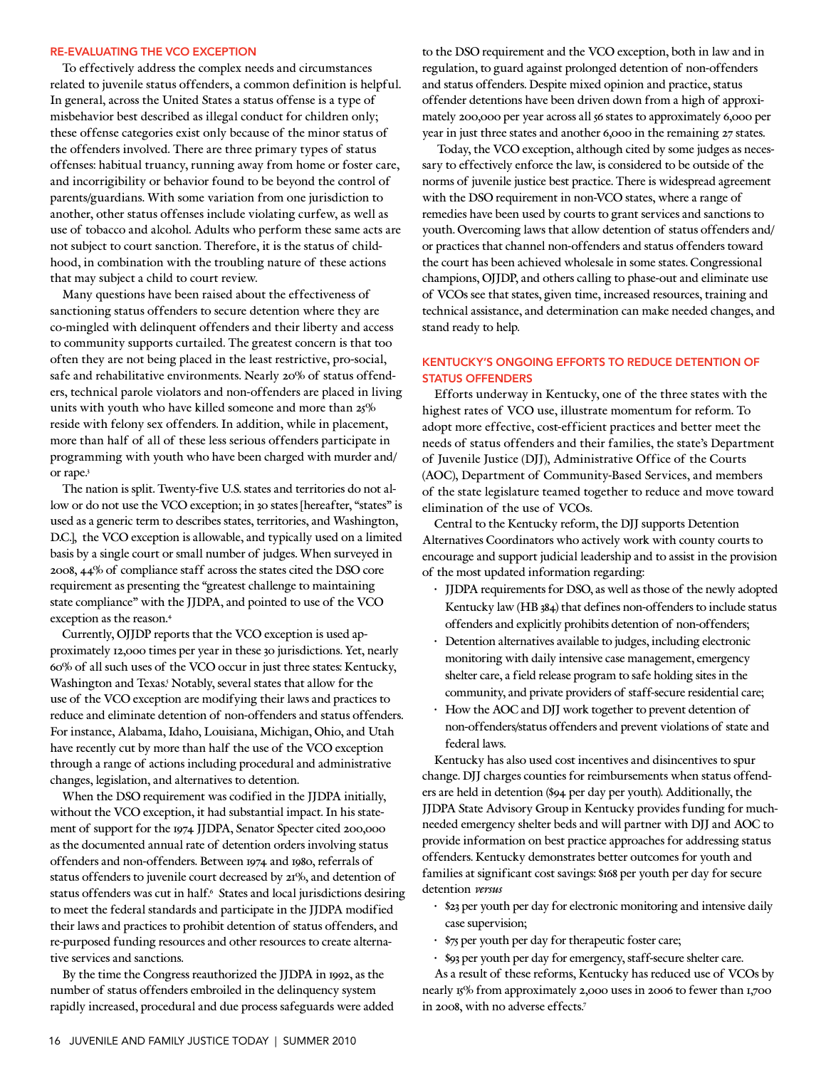## RE-EVALUATING THE VCO EXCEPTION

To effectively address the complex needs and circumstances related to juvenile status offenders, a common definition is helpful. In general, across the United States a status offense is a type of misbehavior best described as illegal conduct for children only; these offense categories exist only because of the minor status of the offenders involved. There are three primary types of status offenses: habitual truancy, running away from home or foster care, and incorrigibility or behavior found to be beyond the control of parents/guardians. With some variation from one jurisdiction to another, other status offenses include violating curfew, as well as use of tobacco and alcohol. Adults who perform these same acts are not subject to court sanction. Therefore, it is the status of childhood, in combination with the troubling nature of these actions that may subject a child to court review.

Many questions have been raised about the effectiveness of sanctioning status offenders to secure detention where they are co-mingled with delinquent offenders and their liberty and access to community supports curtailed. The greatest concern is that too often they are not being placed in the least restrictive, pro-social, safe and rehabilitative environments. Nearly 20% of status offenders, technical parole violators and non-offenders are placed in living units with youth who have killed someone and more than 25% reside with felony sex offenders. In addition, while in placement, more than half of all of these less serious offenders participate in programming with youth who have been charged with murder and/or rape.[3]

The nation is split. Twenty-five U.S. states and territories do not allow or do not use the VCO exception; in 30 states [hereafter, "states" is used as a generic term to describes states, territories, and Washington, D.C.], the VCO exception is allowable, and typically used on a limited basis by a single court or small number of judges. When surveyed in 2008, 44% of compliance staff across the states cited the DSO core requirement as presenting the "greatest challenge to maintaining state compliance" with the JJDPA, and pointed to use of the VCO exception as the reason.[4]

Currently, OJJDP reports that the VCO exception is used approximately 12,000 times per year in these 30 jurisdictions. Yet, nearly 60% of all such uses of the VCO occur in just three states: Kentucky, Washington and Texas.[5] Notably, several states that allow for the use of the VCO exception are modifying their laws and practices to reduce and eliminate detention of non-offenders and status offenders. For instance, Alabama, Idaho, Louisiana, Michigan, Ohio, and Utah have recently cut by more than half the use of the VCO exception through a range of actions including procedural and administrative changes, legislation, and alternatives to detention.

When the DSO requirement was codified in the JJDPA initially, without the VCO exception, it had substantial impact. In his statement of support for the 1974 JJDPA, Senator Specter cited 200,000 as the documented annual rate of detention orders involving status offenders and non-offenders. Between 1974 and 1980, referrals of status offenders to juvenile court decreased by 21%, and detention of status offenders was cut in half.[6] States and local jurisdictions desiring to meet the federal standards and participate in the JJDPA modified their laws and practices to prohibit detention of status offenders, and re-purposed funding resources and other resources to create alternative services and sanctions.

By the time the Congress reauthorized the JJDPA in 1992, as the number of status offenders embroiled in the delinquency system rapidly increased, procedural and due process safeguards were added to the DSO requirement and the VCO exception, both in law and in regulation, to guard against prolonged detention of non-offenders and status offenders. Despite mixed opinion and practice, status offender detentions have been driven down from a high of approximately 200,000 per year across all 56 states to approximately 6,000 per year in just three states and another 6,000 in the remaining 27 states.

Today, the VCO exception, although cited by some judges as necessary to effectively enforce the law, is considered to be outside of the norms of juvenile justice best practice. There is widespread agreement with the DSO requirement in non-VCO states, where a range of remedies have been used by courts to grant services and sanctions to youth. Overcoming laws that allow detention of status offenders and/or practices that channel non-offenders and status offenders toward the court has been achieved wholesale in some states. Congressional champions, OJJDP, and others calling to phase-out and eliminate use of VCOs see that states, given time, increased resources, training and technical assistance, and determination can make needed changes, and stand ready to help.

## KENTUCKY'S ONGOING EFFORTS TO REDUCE DETENTION OF STATUS OFFENDERS

Efforts underway in Kentucky, one of the three states with the highest rates of VCO use, illustrate momentum for reform. To adopt more effective, cost-efficient practices and better meet the needs of status offenders and their families, the state's Department of Juvenile Justice (DJJ), Administrative Office of the Courts (AOC), Department of Community-Based Services, and members of the state legislature teamed together to reduce and move toward elimination of the use of VCOs.

Central to the Kentucky reform, the DJJ supports Detention Alternatives Coordinators who actively work with county courts to encourage and support judicial leadership and to assist in the provision of the most updated information regarding:

- JJDPA requirements for DSO, as well as those of the newly adopted Kentucky law (HB 384) that defines non-offenders to include status offenders and explicitly prohibits detention of non-offenders;
- Detention alternatives available to judges, including electronic monitoring with daily intensive case management, emergency shelter care, a field release program to safe holding sites in the community, and private providers of staff-secure residential care;
- How the AOC and DJJ work together to prevent detention of non-offenders/status offenders and prevent violations of state and federal laws.

Kentucky has also used cost incentives and disincentives to spur change. DJJ charges counties for reimbursements when status offenders are held in detention ($94 per day per youth). Additionally, the JJDPA State Advisory Group in Kentucky provides funding for much-needed emergency shelter beds and will partner with DJJ and AOC to provide information on best practice approaches for addressing status offenders. Kentucky demonstrates better outcomes for youth and families at significant cost savings: $168 per youth per day for secure detention *versus*

- $23 per youth per day for electronic monitoring and intensive daily case supervision;
- $75 per youth per day for therapeutic foster care;
- $93 per youth per day for emergency, staff-secure shelter care.

As a result of these reforms, Kentucky has reduced use of VCOs by nearly 15% from approximately 2,000 uses in 2006 to fewer than 1,700 in 2008, with no adverse effects.[7]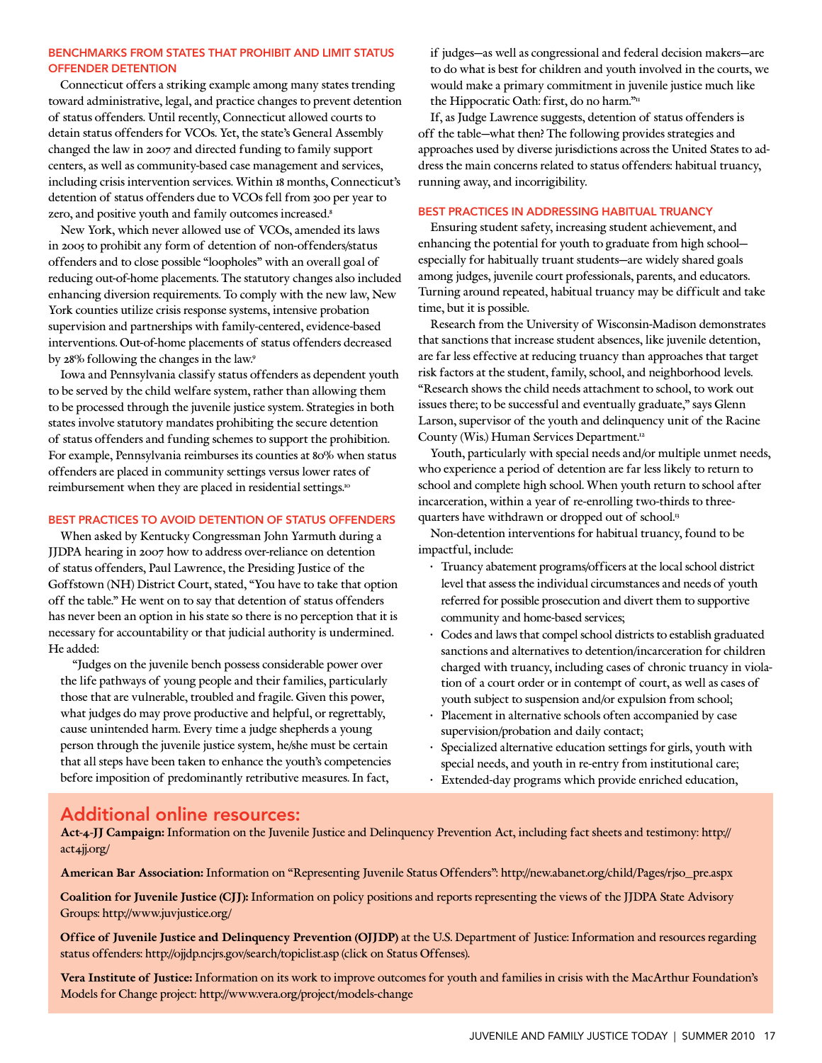### BENCHMARKS FROM STATES THAT PROHIBIT AND LIMIT STATUS OFFENDER DETENTION

Connecticut offers a striking example among many states trending toward administrative, legal, and practice changes to prevent detention of status offenders. Until recently, Connecticut allowed courts to detain status offenders for VCOs. Yet, the state's General Assembly changed the law in 2007 and directed funding to family support centers, as well as community-based case management and services, including crisis intervention services. Within 18 months, Connecticut's detention of status offenders due to VCOs fell from 300 per year to zero, and positive youth and family outcomes increased.[8]

New York, which never allowed use of VCOs, amended its laws in 2005 to prohibit any form of detention of non-offenders/status offenders and to close possible "loopholes" with an overall goal of reducing out-of-home placements. The statutory changes also included enhancing diversion requirements. To comply with the new law, New York counties utilize crisis response systems, intensive probation supervision and partnerships with family-centered, evidence-based interventions. Out-of-home placements of status offenders decreased by 28% following the changes in the law.[9]

Iowa and Pennsylvania classify status offenders as dependent youth to be served by the child welfare system, rather than allowing them to be processed through the juvenile justice system. Strategies in both states involve statutory mandates prohibiting the secure detention of status offenders and funding schemes to support the prohibition. For example, Pennsylvania reimburses its counties at 80% when status offenders are placed in community settings versus lower rates of reimbursement when they are placed in residential settings.[10]

### BEST PRACTICES TO AVOID DETENTION OF STATUS OFFENDERS

When asked by Kentucky Congressman John Yarmuth during a JJDPA hearing in 2007 how to address over-reliance on detention of status offenders, Paul Lawrence, the Presiding Justice of the Goffstown (NH) District Court, stated, "You have to take that option off the table." He went on to say that detention of status offenders has never been an option in his state so there is no perception that it is necessary for accountability or that judicial authority is undermined. He added:

> "Judges on the juvenile bench possess considerable power over the life pathways of young people and their families, particularly those that are vulnerable, troubled and fragile. Given this power, what judges do may prove productive and helpful, or regrettably, cause unintended harm. Every time a judge shepherds a young person through the juvenile justice system, he/she must be certain that all steps have been taken to enhance the youth's competencies before imposition of predominantly retributive measures. In fact, if judges—as well as congressional and federal decision makers—are to do what is best for children and youth involved in the courts, we would make a primary commitment in juvenile justice much like the Hippocratic Oath: first, do no harm."[11]

If, as Judge Lawrence suggests, detention of status offenders is off the table—what then? The following provides strategies and approaches used by diverse jurisdictions across the United States to address the main concerns related to status offenders: habitual truancy, running away, and incorrigibility.

### BEST PRACTICES IN ADDRESSING HABITUAL TRUANCY

Ensuring student safety, increasing student achievement, and enhancing the potential for youth to graduate from high school—especially for habitually truant students—are widely shared goals among judges, juvenile court professionals, parents, and educators. Turning around repeated, habitual truancy may be difficult and take time, but it is possible.

Research from the University of Wisconsin-Madison demonstrates that sanctions that increase student absences, like juvenile detention, are far less effective at reducing truancy than approaches that target risk factors at the student, family, school, and neighborhood levels. "Research shows the child needs attachment to school, to work out issues there; to be successful and eventually graduate," says Glenn Larson, supervisor of the youth and delinquency unit of the Racine County (Wis.) Human Services Department.[12]

Youth, particularly with special needs and/or multiple unmet needs, who experience a period of detention are far less likely to return to school and complete high school. When youth return to school after incarceration, within a year of re-enrolling two-thirds to three-quarters have withdrawn or dropped out of school.[13]

Non-detention interventions for habitual truancy, found to be impactful, include:

- Truancy abatement programs/officers at the local school district level that assess the individual circumstances and needs of youth referred for possible prosecution and divert them to supportive community and home-based services;
- Codes and laws that compel school districts to establish graduated sanctions and alternatives to detention/incarceration for children charged with truancy, including cases of chronic truancy in violation of a court order or in contempt of court, as well as cases of youth subject to suspension and/or expulsion from school;
- Placement in alternative schools often accompanied by case supervision/probation and daily contact;
- Specialized alternative education settings for girls, youth with special needs, and youth in re-entry from institutional care;
- Extended-day programs which provide enriched education,

## Additional online resources:

**Act-4-JJ Campaign:** Information on the Juvenile Justice and Delinquency Prevention Act, including fact sheets and testimony: http://act4jj.org/

**American Bar Association:** Information on "Representing Juvenile Status Offenders": http://new.abanet.org/child/Pages/rjso_pre.aspx

**Coalition for Juvenile Justice (CJJ):** Information on policy positions and reports representing the views of the JJDPA State Advisory Groups: http://www.juvjustice.org/

**Office of Juvenile Justice and Delinquency Prevention (OJJDP)** at the U.S. Department of Justice: Information and resources regarding status offenders: http://ojjdp.ncjrs.gov/search/topiclist.asp (click on Status Offenses).

**Vera Institute of Justice:** Information on its work to improve outcomes for youth and families in crisis with the MacArthur Foundation's Models for Change project: http://www.vera.org/project/models-change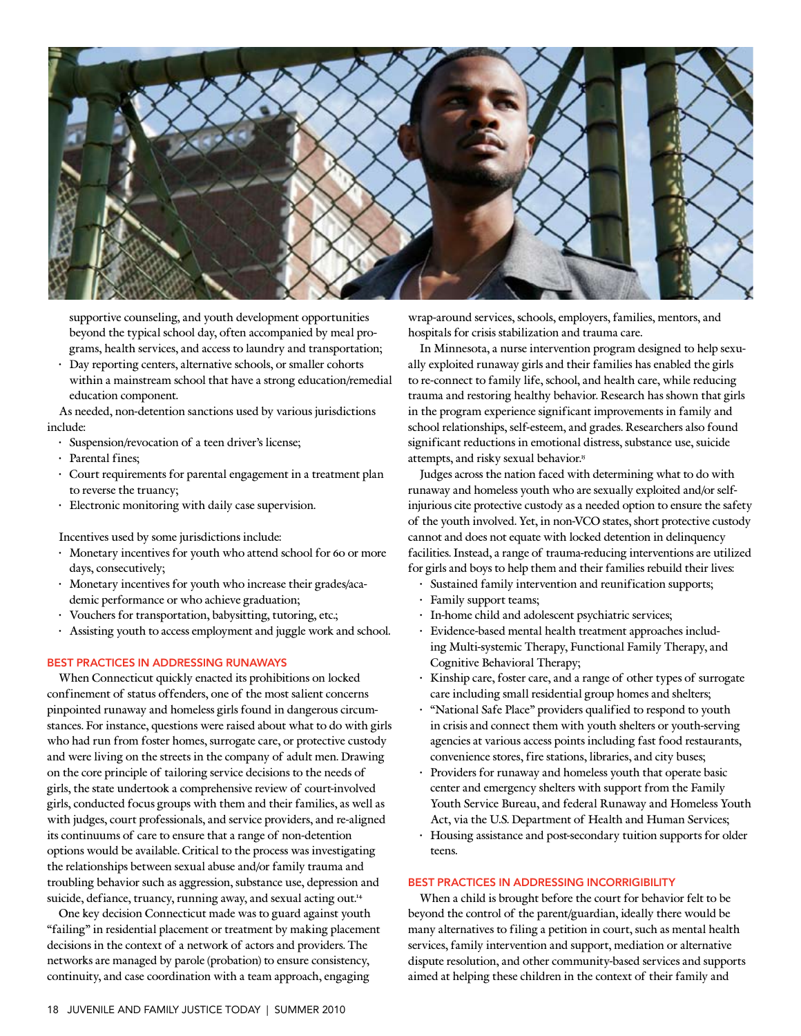supportive counseling, and youth development opportunities beyond the typical school day, often accompanied by meal programs, health services, and access to laundry and transportation;
- Day reporting centers, alternative schools, or smaller cohorts within a mainstream school that have a strong education/remedial education component.

As needed, non-detention sanctions used by various jurisdictions include:

- Suspension/revocation of a teen driver's license;
- Parental fines;
- Court requirements for parental engagement in a treatment plan to reverse the truancy;
- Electronic monitoring with daily case supervision.

Incentives used by some jurisdictions include:

- Monetary incentives for youth who attend school for 60 or more days, consecutively;
- Monetary incentives for youth who increase their grades/academic performance or who achieve graduation;
- Vouchers for transportation, babysitting, tutoring, etc.;
- Assisting youth to access employment and juggle work and school.

## BEST PRACTICES IN ADDRESSING RUNAWAYS

When Connecticut quickly enacted its prohibitions on locked confinement of status offenders, one of the most salient concerns pinpointed runaway and homeless girls found in dangerous circumstances. For instance, questions were raised about what to do with girls who had run from foster homes, surrogate care, or protective custody and were living on the streets in the company of adult men. Drawing on the core principle of tailoring service decisions to the needs of girls, the state undertook a comprehensive review of court-involved girls, conducted focus groups with them and their families, as well as with judges, court professionals, and service providers, and re-aligned its continuums of care to ensure that a range of non-detention options would be available. Critical to the process was investigating the relationships between sexual abuse and/or family trauma and troubling behavior such as aggression, substance use, depression and suicide, defiance, truancy, running away, and sexual acting out.[14]

One key decision Connecticut made was to guard against youth "failing" in residential placement or treatment by making placement decisions in the context of a network of actors and providers. The networks are managed by parole (probation) to ensure consistency, continuity, and case coordination with a team approach, engaging wrap-around services, schools, employers, families, mentors, and hospitals for crisis stabilization and trauma care.

In Minnesota, a nurse intervention program designed to help sexually exploited runaway girls and their families has enabled the girls to re-connect to family life, school, and health care, while reducing trauma and restoring healthy behavior. Research has shown that girls in the program experience significant improvements in family and school relationships, self-esteem, and grades. Researchers also found significant reductions in emotional distress, substance use, suicide attempts, and risky sexual behavior.[15]

Judges across the nation faced with determining what to do with runaway and homeless youth who are sexually exploited and/or self-injurious cite protective custody as a needed option to ensure the safety of the youth involved. Yet, in non-VCO states, short protective custody cannot and does not equate with locked detention in delinquency facilities. Instead, a range of trauma-reducing interventions are utilized for girls and boys to help them and their families rebuild their lives:

- Sustained family intervention and reunification supports;
- Family support teams;
- In-home child and adolescent psychiatric services;
- Evidence-based mental health treatment approaches including Multi-systemic Therapy, Functional Family Therapy, and Cognitive Behavioral Therapy;
- Kinship care, foster care, and a range of other types of surrogate care including small residential group homes and shelters;
- "National Safe Place" providers qualified to respond to youth in crisis and connect them with youth shelters or youth-serving agencies at various access points including fast food restaurants, convenience stores, fire stations, libraries, and city buses;
- Providers for runaway and homeless youth that operate basic center and emergency shelters with support from the Family Youth Service Bureau, and federal Runaway and Homeless Youth Act, via the U.S. Department of Health and Human Services;
- Housing assistance and post-secondary tuition supports for older teens.

## BEST PRACTICES IN ADDRESSING INCORRIGIBILITY

When a child is brought before the court for behavior felt to be beyond the control of the parent/guardian, ideally there would be many alternatives to filing a petition in court, such as mental health services, family intervention and support, mediation or alternative dispute resolution, and other community-based services and supports aimed at helping these children in the context of their family and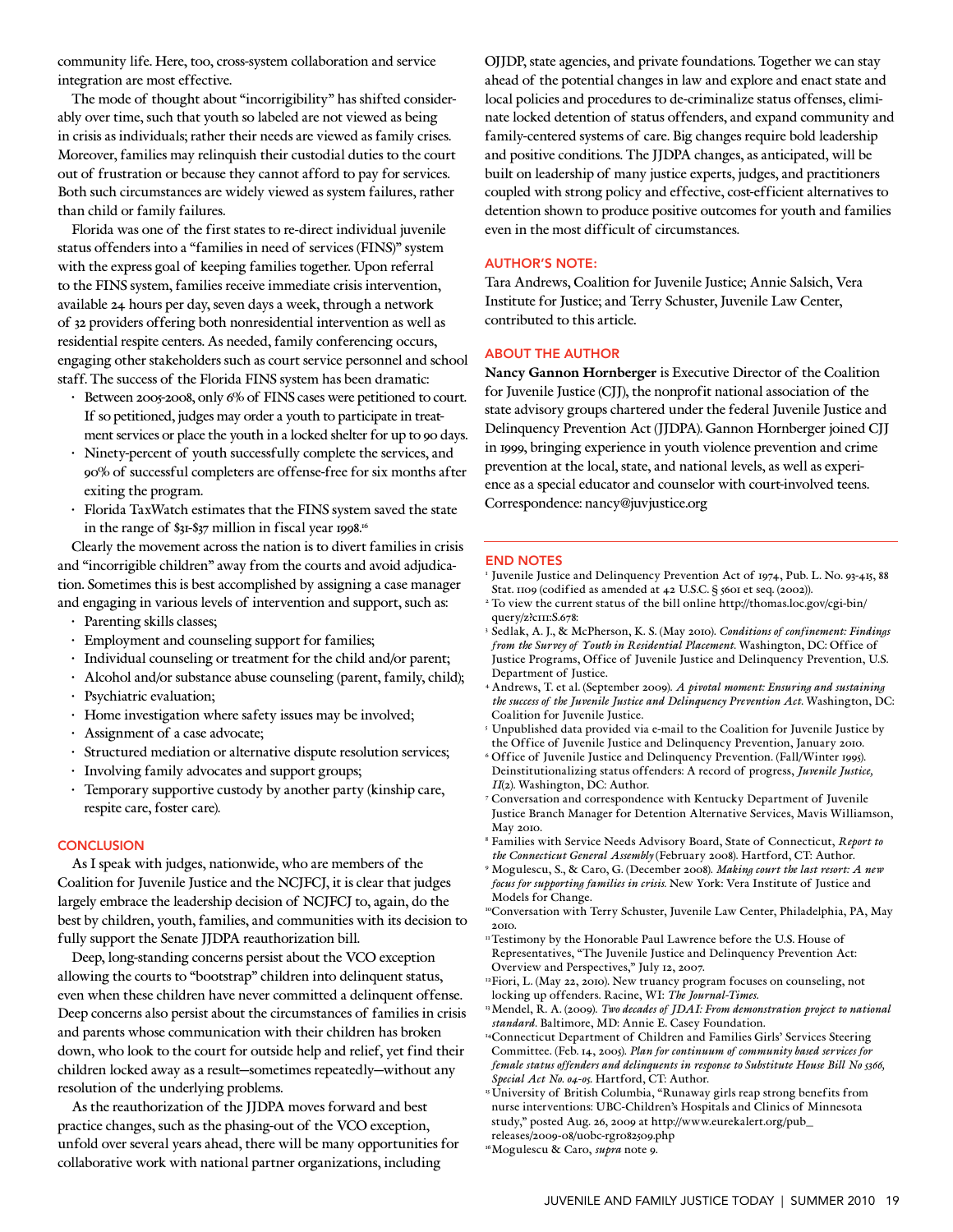community life. Here, too, cross-system collaboration and service integration are most effective.

The mode of thought about "incorrigibility" has shifted considerably over time, such that youth so labeled are not viewed as being in crisis as individuals; rather their needs are viewed as family crises. Moreover, families may relinquish their custodial duties to the court out of frustration or because they cannot afford to pay for services. Both such circumstances are widely viewed as system failures, rather than child or family failures.

Florida was one of the first states to re-direct individual juvenile status offenders into a "families in need of services (FINS)" system with the express goal of keeping families together. Upon referral to the FINS system, families receive immediate crisis intervention, available 24 hours per day, seven days a week, through a network of 32 providers offering both nonresidential intervention as well as residential respite centers. As needed, family conferencing occurs, engaging other stakeholders such as court service personnel and school staff. The success of the Florida FINS system has been dramatic:

- Between 2005-2008, only 6% of FINS cases were petitioned to court. If so petitioned, judges may order a youth to participate in treatment services or place the youth in a locked shelter for up to 90 days.
- Ninety-percent of youth successfully complete the services, and 90% of successful completers are offense-free for six months after exiting the program.
- Florida TaxWatch estimates that the FINS system saved the state in the range of $31-$37 million in fiscal year 1998.[16]

Clearly the movement across the nation is to divert families in crisis and "incorrigible children" away from the courts and avoid adjudication. Sometimes this is best accomplished by assigning a case manager and engaging in various levels of intervention and support, such as:

- Parenting skills classes;
- Employment and counseling support for families;
- Individual counseling or treatment for the child and/or parent;
- Alcohol and/or substance abuse counseling (parent, family, child);
- Psychiatric evaluation;
- Home investigation where safety issues may be involved;
- Assignment of a case advocate;
- Structured mediation or alternative dispute resolution services;
- Involving family advocates and support groups;
- Temporary supportive custody by another party (kinship care, respite care, foster care).

## CONCLUSION

As I speak with judges, nationwide, who are members of the Coalition for Juvenile Justice and the NCJFCJ, it is clear that judges largely embrace the leadership decision of NCJFCJ to, again, do the best by children, youth, families, and communities with its decision to fully support the Senate JJDPA reauthorization bill.

Deep, long-standing concerns persist about the VCO exception allowing the courts to "bootstrap" children into delinquent status, even when these children have never committed a delinquent offense. Deep concerns also persist about the circumstances of families in crisis and parents whose communication with their children has broken down, who look to the court for outside help and relief, yet find their children locked away as a result—sometimes repeatedly—without any resolution of the underlying problems.

As the reauthorization of the JJDPA moves forward and best practice changes, such as the phasing-out of the VCO exception, unfold over several years ahead, there will be many opportunities for collaborative work with national partner organizations, including OJJDP, state agencies, and private foundations. Together we can stay ahead of the potential changes in law and explore and enact state and local policies and procedures to de-criminalize status offenses, eliminate locked detention of status offenders, and expand community and family-centered systems of care. Big changes require bold leadership and positive conditions. The JJDPA changes, as anticipated, will be built on leadership of many justice experts, judges, and practitioners coupled with strong policy and effective, cost-efficient alternatives to detention shown to produce positive outcomes for youth and families even in the most difficult of circumstances.

## AUTHOR'S NOTE:

Tara Andrews, Coalition for Juvenile Justice; Annie Salsich, Vera Institute for Justice; and Terry Schuster, Juvenile Law Center, contributed to this article.

## ABOUT THE AUTHOR

**Nancy Gannon Hornberger** is Executive Director of the Coalition for Juvenile Justice (CJJ), the nonprofit national association of the state advisory groups chartered under the federal Juvenile Justice and Delinquency Prevention Act (JJDPA). Gannon Hornberger joined CJJ in 1999, bringing experience in youth violence prevention and crime prevention at the local, state, and national levels, as well as experience as a special educator and counselor with court-involved teens. Correspondence: nancy@juvjustice.org

## END NOTES

1. Juvenile Justice and Delinquency Prevention Act of 1974, Pub. L. No. 93-415, 88 Stat. 1109 (codified as amended at 42 U.S.C. § 5601 et seq. (2002)).
2. To view the current status of the bill online http://thomas.loc.gov/cgi-bin/query/z?c111:S.678:
3. Sedlak, A. J., & McPherson, K. S. (May 2010). *Conditions of confinement: Findings from the Survey of Youth in Residential Placement.* Washington, DC: Office of Justice Programs, Office of Juvenile Justice and Delinquency Prevention, U.S. Department of Justice.
4. Andrews, T. et al. (September 2009). *A pivotal moment: Ensuring and sustaining the success of the Juvenile Justice and Delinquency Prevention Act.* Washington, DC: Coalition for Juvenile Justice.
5. Unpublished data provided via e-mail to the Coalition for Juvenile Justice by the Office of Juvenile Justice and Delinquency Prevention, January 2010.
6. Office of Juvenile Justice and Delinquency Prevention. (Fall/Winter 1995). Deinstitutionalizing status offenders: A record of progress, *Juvenile Justice, II*(2). Washington, DC: Author.
7. Conversation and correspondence with Kentucky Department of Juvenile Justice Branch Manager for Detention Alternative Services, Mavis Williamson, May 2010.
8. Families with Service Needs Advisory Board, State of Connecticut, *Report to the Connecticut General Assembly* (February 2008). Hartford, CT: Author.
9. Mogulescu, S., & Caro, G. (December 2008). *Making court the last resort: A new focus for supporting families in crisis.* New York: Vera Institute of Justice and Models for Change.
10. Conversation with Terry Schuster, Juvenile Law Center, Philadelphia, PA, May 2010.
11. Testimony by the Honorable Paul Lawrence before the U.S. House of Representatives, "The Juvenile Justice and Delinquency Prevention Act: Overview and Perspectives," July 12, 2007.
12. Fiori, L. (May 22, 2010). New truancy program focuses on counseling, not locking up offenders. Racine, WI: *The Journal-Times.*
13. Mendel, R. A. (2009). *Two decades of JDAI: From demonstration project to national standard.* Baltimore, MD: Annie E. Casey Foundation.
14. Connecticut Department of Children and Families Girls' Services Steering Committee. (Feb. 14, 2005). *Plan for continuum of community based services for female status offenders and delinquents in response to Substitute House Bill No 5366, Special Act No. 04-05.* Hartford, CT: Author.
15. University of British Columbia, "Runaway girls reap strong benefits from nurse interventions: UBC-Children's Hospitals and Clinics of Minnesota study," posted Aug. 26, 2009 at http://www.eurekalert.org/pub_releases/2009-08/uobc-rgr082509.php
16. Mogulescu & Caro, *supra* note 9.